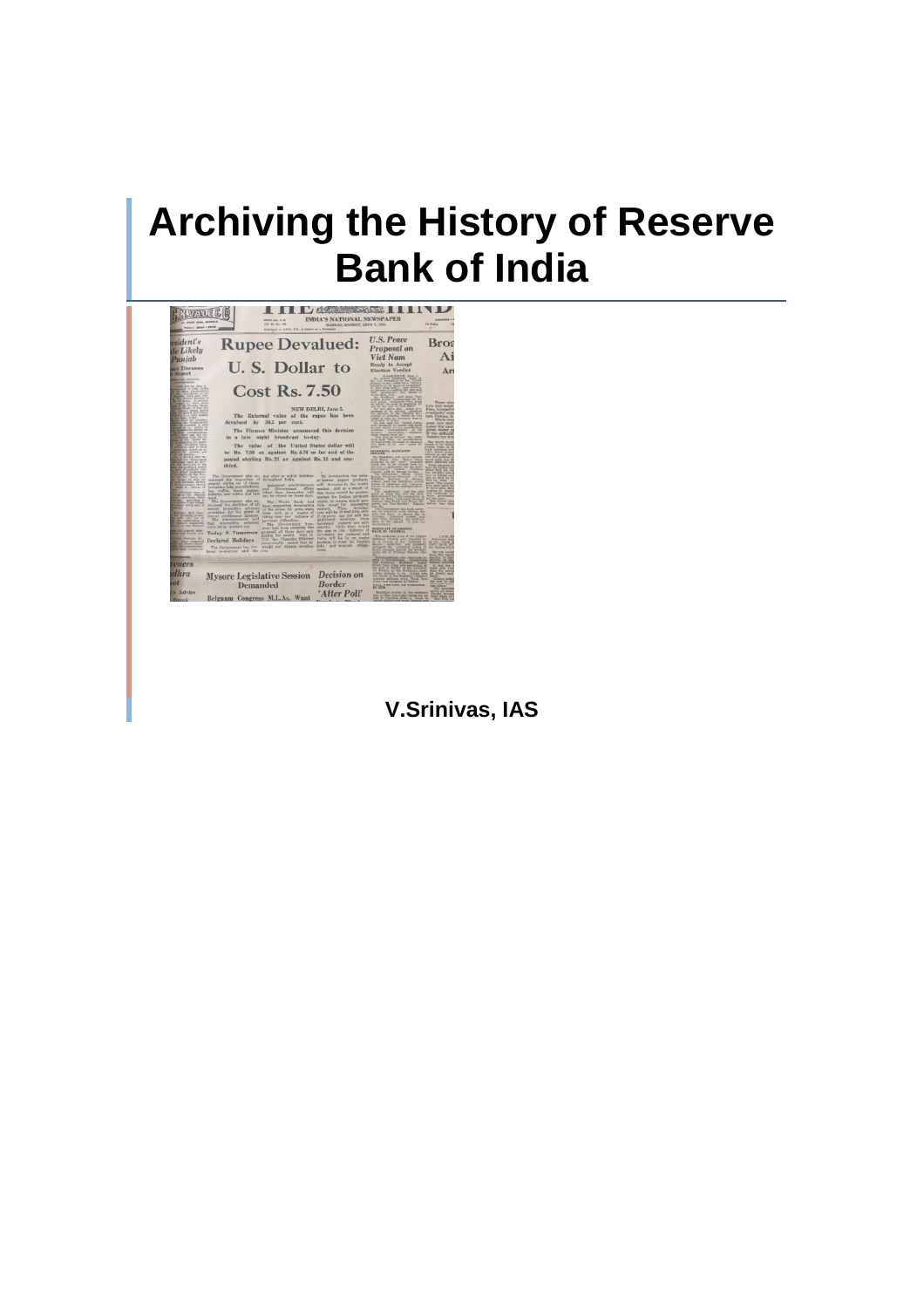# Archiving the History of Reserve Bank of India

**V.Srinivas, IAS**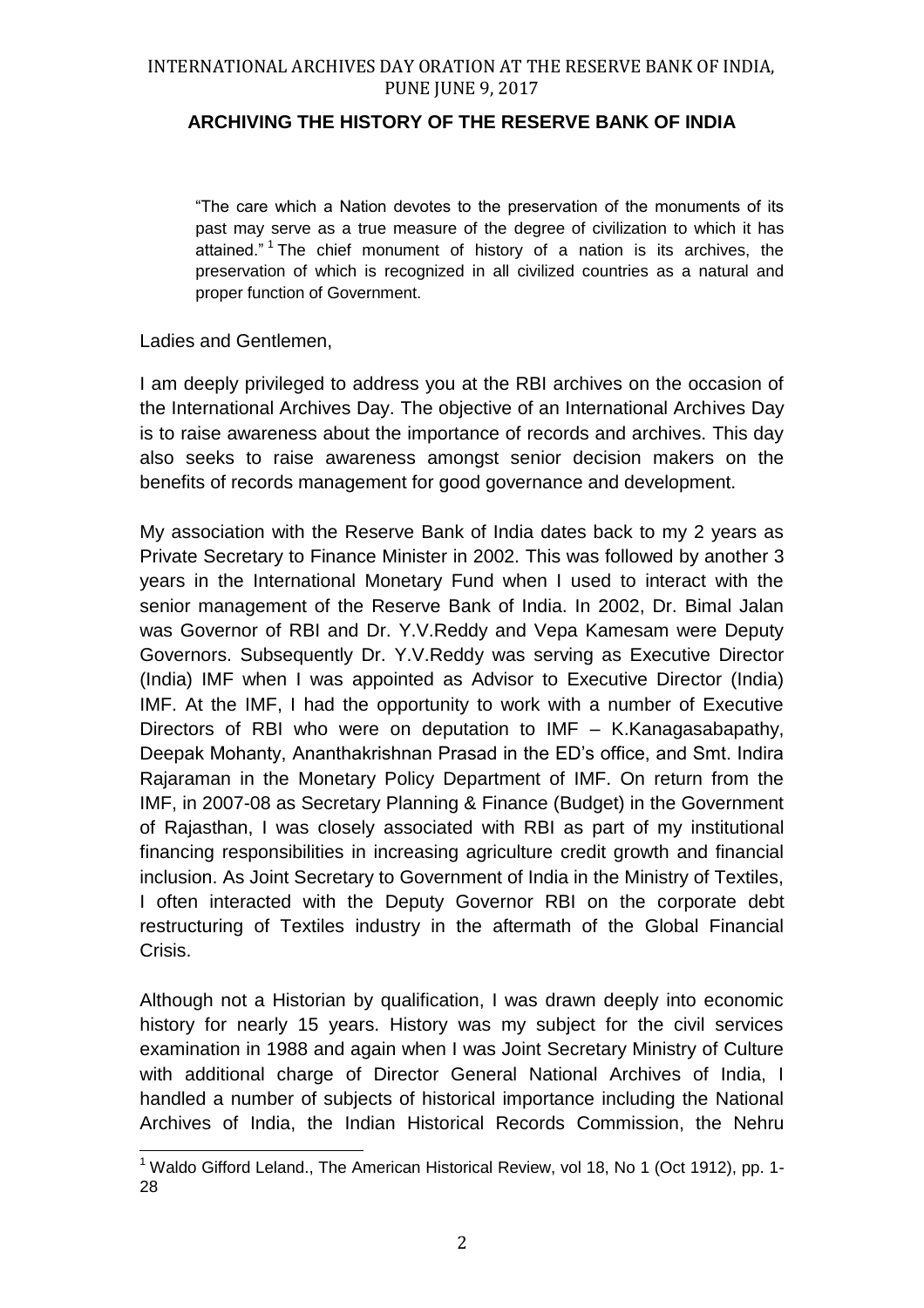INTERNATIONAL ARCHIVES DAY ORATION AT THE RESERVE BANK OF INDIA, PUNE JUNE 9, 2017

## ARCHIVING THE HISTORY OF THE RESERVE BANK OF INDIA

> "The care which a Nation devotes to the preservation of the monuments of its past may serve as a true measure of the degree of civilization to which it has attained." [1] The chief monument of history of a nation is its archives, the preservation of which is recognized in all civilized countries as a natural and proper function of Government.

Ladies and Gentlemen,

I am deeply privileged to address you at the RBI archives on the occasion of the International Archives Day. The objective of an International Archives Day is to raise awareness about the importance of records and archives. This day also seeks to raise awareness amongst senior decision makers on the benefits of records management for good governance and development.

My association with the Reserve Bank of India dates back to my 2 years as Private Secretary to Finance Minister in 2002. This was followed by another 3 years in the International Monetary Fund when I used to interact with the senior management of the Reserve Bank of India. In 2002, Dr. Bimal Jalan was Governor of RBI and Dr. Y.V.Reddy and Vepa Kamesam were Deputy Governors. Subsequently Dr. Y.V.Reddy was serving as Executive Director (India) IMF when I was appointed as Advisor to Executive Director (India) IMF. At the IMF, I had the opportunity to work with a number of Executive Directors of RBI who were on deputation to IMF – K.Kanagasabapathy, Deepak Mohanty, Ananthakrishnan Prasad in the ED's office, and Smt. Indira Rajaraman in the Monetary Policy Department of IMF. On return from the IMF, in 2007-08 as Secretary Planning & Finance (Budget) in the Government of Rajasthan, I was closely associated with RBI as part of my institutional financing responsibilities in increasing agriculture credit growth and financial inclusion. As Joint Secretary to Government of India in the Ministry of Textiles, I often interacted with the Deputy Governor RBI on the corporate debt restructuring of Textiles industry in the aftermath of the Global Financial Crisis.

Although not a Historian by qualification, I was drawn deeply into economic history for nearly 15 years. History was my subject for the civil services examination in 1988 and again when I was Joint Secretary Ministry of Culture with additional charge of Director General National Archives of India, I handled a number of subjects of historical importance including the National Archives of India, the Indian Historical Records Commission, the Nehru

---

[1] Waldo Gifford Leland., The American Historical Review, vol 18, No 1 (Oct 1912), pp. 1-28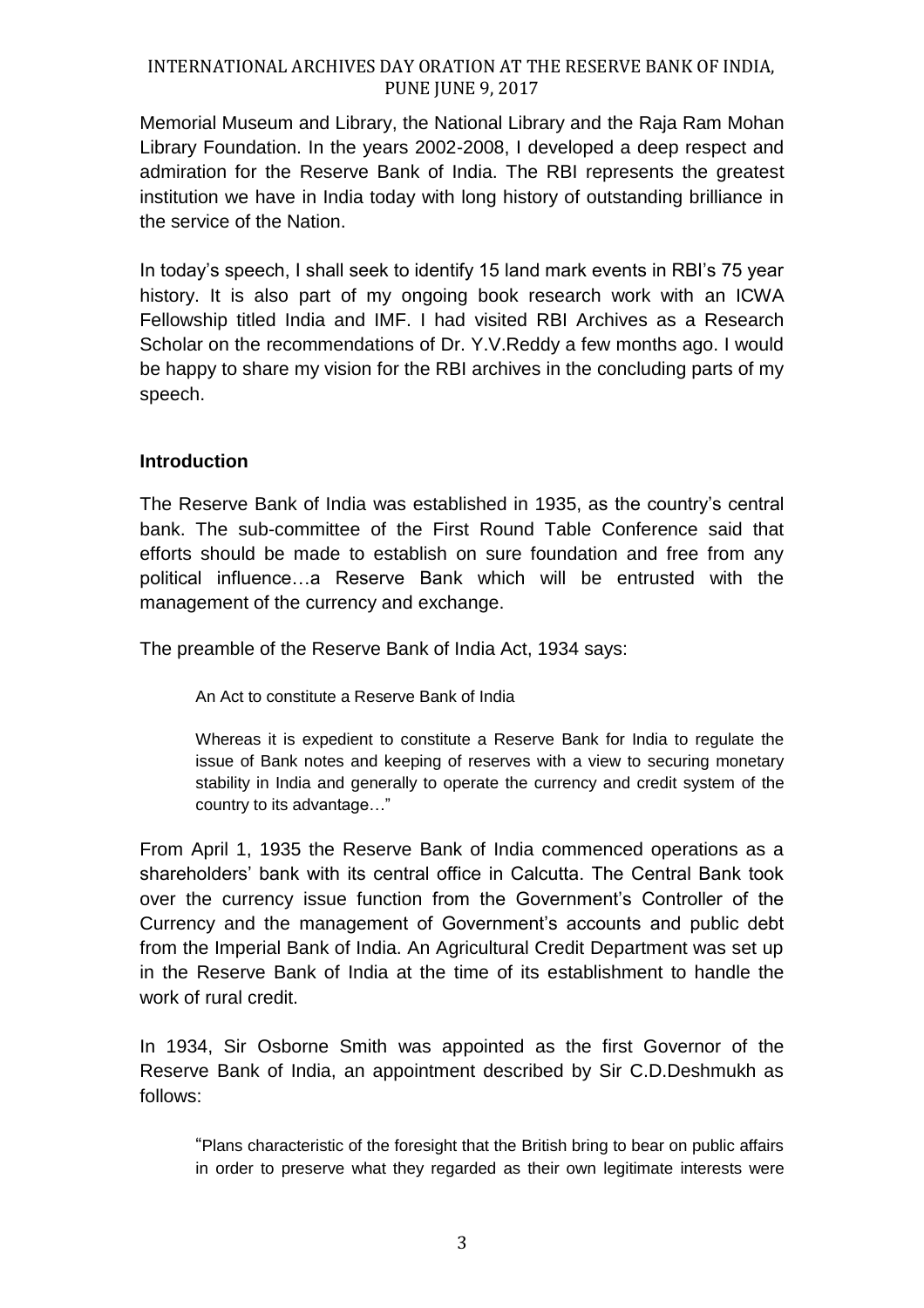Memorial Museum and Library, the National Library and the Raja Ram Mohan Library Foundation. In the years 2002-2008, I developed a deep respect and admiration for the Reserve Bank of India. The RBI represents the greatest institution we have in India today with long history of outstanding brilliance in the service of the Nation.

In today's speech, I shall seek to identify 15 land mark events in RBI's 75 year history. It is also part of my ongoing book research work with an ICWA Fellowship titled India and IMF. I had visited RBI Archives as a Research Scholar on the recommendations of Dr. Y.V.Reddy a few months ago. I would be happy to share my vision for the RBI archives in the concluding parts of my speech.

**Introduction**

The Reserve Bank of India was established in 1935, as the country's central bank. The sub-committee of the First Round Table Conference said that efforts should be made to establish on sure foundation and free from any political influence…a Reserve Bank which will be entrusted with the management of the currency and exchange.

The preamble of the Reserve Bank of India Act, 1934 says:

> An Act to constitute a Reserve Bank of India
>
> Whereas it is expedient to constitute a Reserve Bank for India to regulate the issue of Bank notes and keeping of reserves with a view to securing monetary stability in India and generally to operate the currency and credit system of the country to its advantage…"

From April 1, 1935 the Reserve Bank of India commenced operations as a shareholders' bank with its central office in Calcutta. The Central Bank took over the currency issue function from the Government's Controller of the Currency and the management of Government's accounts and public debt from the Imperial Bank of India. An Agricultural Credit Department was set up in the Reserve Bank of India at the time of its establishment to handle the work of rural credit.

In 1934, Sir Osborne Smith was appointed as the first Governor of the Reserve Bank of India, an appointment described by Sir C.D.Deshmukh as follows:

> "Plans characteristic of the foresight that the British bring to bear on public affairs in order to preserve what they regarded as their own legitimate interests were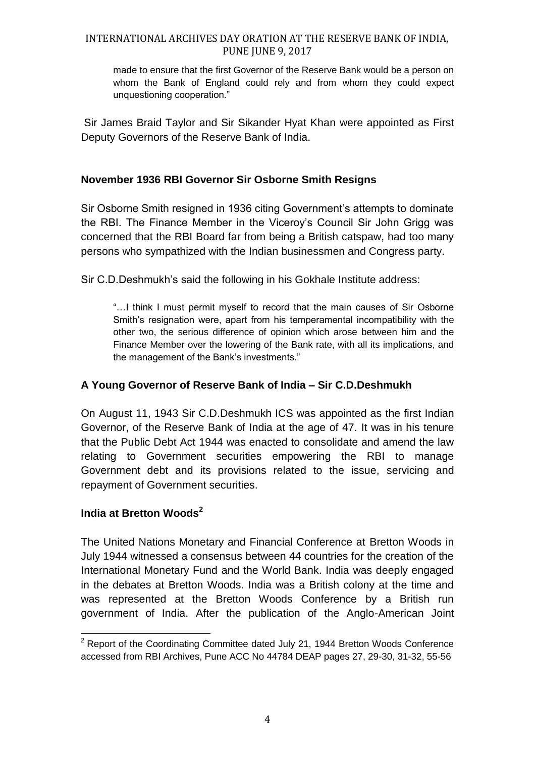made to ensure that the first Governor of the Reserve Bank would be a person on whom the Bank of England could rely and from whom they could expect unquestioning cooperation."

Sir James Braid Taylor and Sir Sikander Hyat Khan were appointed as First Deputy Governors of the Reserve Bank of India.

**November 1936 RBI Governor Sir Osborne Smith Resigns**

Sir Osborne Smith resigned in 1936 citing Government's attempts to dominate the RBI. The Finance Member in the Viceroy's Council Sir John Grigg was concerned that the RBI Board far from being a British catspaw, had too many persons who sympathized with the Indian businessmen and Congress party.

Sir C.D.Deshmukh's said the following in his Gokhale Institute address:

> "…I think I must permit myself to record that the main causes of Sir Osborne Smith's resignation were, apart from his temperamental incompatibility with the other two, the serious difference of opinion which arose between him and the Finance Member over the lowering of the Bank rate, with all its implications, and the management of the Bank's investments."

**A Young Governor of Reserve Bank of India – Sir C.D.Deshmukh**

On August 11, 1943 Sir C.D.Deshmukh ICS was appointed as the first Indian Governor, of the Reserve Bank of India at the age of 47. It was in his tenure that the Public Debt Act 1944 was enacted to consolidate and amend the law relating to Government securities empowering the RBI to manage Government debt and its provisions related to the issue, servicing and repayment of Government securities.

**India at Bretton Woods[2]**

The United Nations Monetary and Financial Conference at Bretton Woods in July 1944 witnessed a consensus between 44 countries for the creation of the International Monetary Fund and the World Bank. India was deeply engaged in the debates at Bretton Woods. India was a British colony at the time and was represented at the Bretton Woods Conference by a British run government of India. After the publication of the Anglo-American Joint

---

[2] Report of the Coordinating Committee dated July 21, 1944 Bretton Woods Conference accessed from RBI Archives, Pune ACC No 44784 DEAP pages 27, 29-30, 31-32, 55-56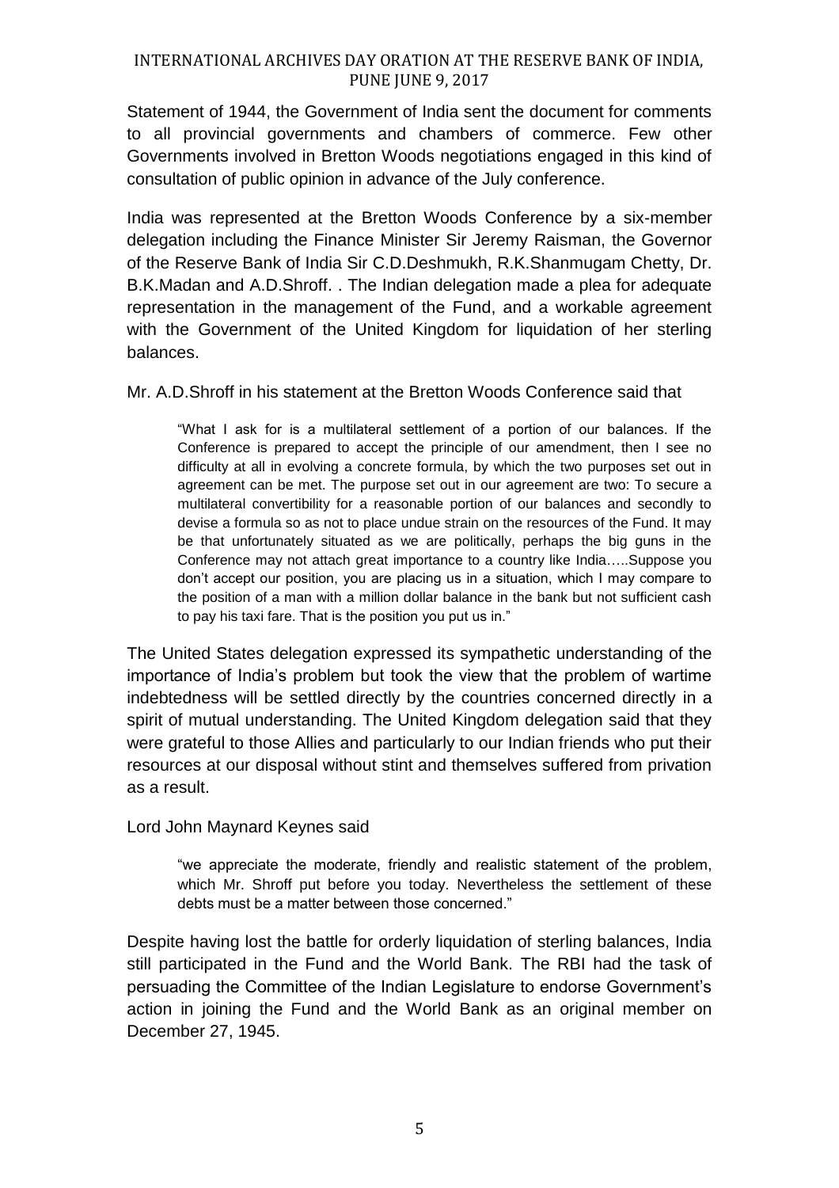Statement of 1944, the Government of India sent the document for comments to all provincial governments and chambers of commerce. Few other Governments involved in Bretton Woods negotiations engaged in this kind of consultation of public opinion in advance of the July conference.

India was represented at the Bretton Woods Conference by a six-member delegation including the Finance Minister Sir Jeremy Raisman, the Governor of the Reserve Bank of India Sir C.D.Deshmukh, R.K.Shanmugam Chetty, Dr. B.K.Madan and A.D.Shroff. . The Indian delegation made a plea for adequate representation in the management of the Fund, and a workable agreement with the Government of the United Kingdom for liquidation of her sterling balances.

Mr. A.D.Shroff in his statement at the Bretton Woods Conference said that

> "What I ask for is a multilateral settlement of a portion of our balances. If the Conference is prepared to accept the principle of our amendment, then I see no difficulty at all in evolving a concrete formula, by which the two purposes set out in agreement can be met. The purpose set out in our agreement are two: To secure a multilateral convertibility for a reasonable portion of our balances and secondly to devise a formula so as not to place undue strain on the resources of the Fund. It may be that unfortunately situated as we are politically, perhaps the big guns in the Conference may not attach great importance to a country like India…..Suppose you don't accept our position, you are placing us in a situation, which I may compare to the position of a man with a million dollar balance in the bank but not sufficient cash to pay his taxi fare. That is the position you put us in."

The United States delegation expressed its sympathetic understanding of the importance of India's problem but took the view that the problem of wartime indebtedness will be settled directly by the countries concerned directly in a spirit of mutual understanding. The United Kingdom delegation said that they were grateful to those Allies and particularly to our Indian friends who put their resources at our disposal without stint and themselves suffered from privation as a result.

Lord John Maynard Keynes said

> "we appreciate the moderate, friendly and realistic statement of the problem, which Mr. Shroff put before you today. Nevertheless the settlement of these debts must be a matter between those concerned."

Despite having lost the battle for orderly liquidation of sterling balances, India still participated in the Fund and the World Bank. The RBI had the task of persuading the Committee of the Indian Legislature to endorse Government's action in joining the Fund and the World Bank as an original member on December 27, 1945.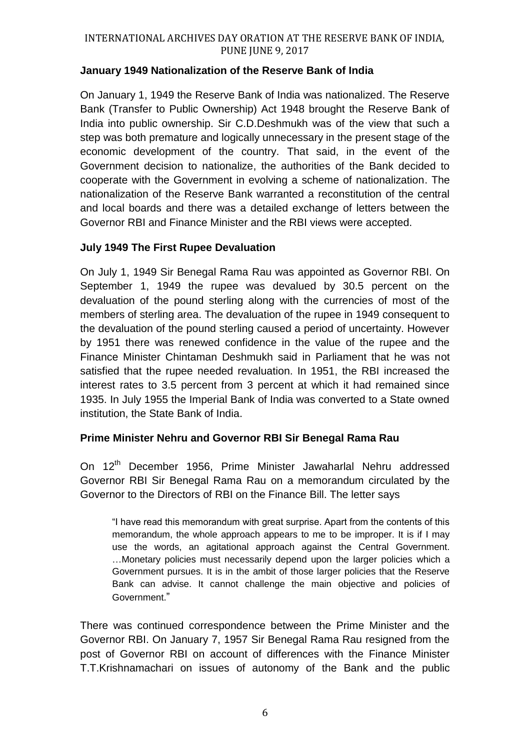### January 1949 Nationalization of the Reserve Bank of India

On January 1, 1949 the Reserve Bank of India was nationalized. The Reserve Bank (Transfer to Public Ownership) Act 1948 brought the Reserve Bank of India into public ownership. Sir C.D.Deshmukh was of the view that such a step was both premature and logically unnecessary in the present stage of the economic development of the country. That said, in the event of the Government decision to nationalize, the authorities of the Bank decided to cooperate with the Government in evolving a scheme of nationalization. The nationalization of the Reserve Bank warranted a reconstitution of the central and local boards and there was a detailed exchange of letters between the Governor RBI and Finance Minister and the RBI views were accepted.

### July 1949 The First Rupee Devaluation

On July 1, 1949 Sir Benegal Rama Rau was appointed as Governor RBI. On September 1, 1949 the rupee was devalued by 30.5 percent on the devaluation of the pound sterling along with the currencies of most of the members of sterling area. The devaluation of the rupee in 1949 consequent to the devaluation of the pound sterling caused a period of uncertainty. However by 1951 there was renewed confidence in the value of the rupee and the Finance Minister Chintaman Deshmukh said in Parliament that he was not satisfied that the rupee needed revaluation. In 1951, the RBI increased the interest rates to 3.5 percent from 3 percent at which it had remained since 1935. In July 1955 the Imperial Bank of India was converted to a State owned institution, the State Bank of India.

### Prime Minister Nehru and Governor RBI Sir Benegal Rama Rau

On 12th December 1956, Prime Minister Jawaharlal Nehru addressed Governor RBI Sir Benegal Rama Rau on a memorandum circulated by the Governor to the Directors of RBI on the Finance Bill. The letter says

> "I have read this memorandum with great surprise. Apart from the contents of this memorandum, the whole approach appears to me to be improper. It is if I may use the words, an agitational approach against the Central Government. …Monetary policies must necessarily depend upon the larger policies which a Government pursues. It is in the ambit of those larger policies that the Reserve Bank can advise. It cannot challenge the main objective and policies of Government."

There was continued correspondence between the Prime Minister and the Governor RBI. On January 7, 1957 Sir Benegal Rama Rau resigned from the post of Governor RBI on account of differences with the Finance Minister T.T.Krishnamachari on issues of autonomy of the Bank and the public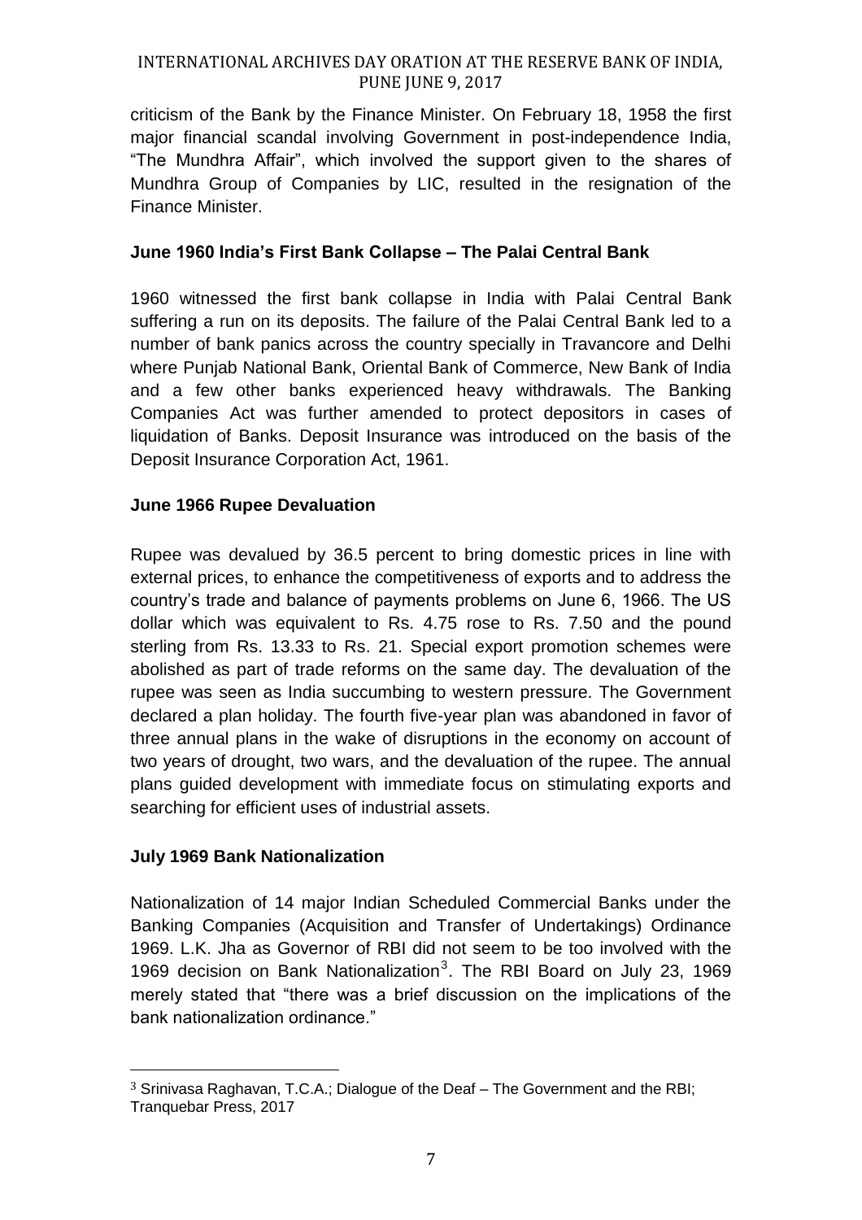criticism of the Bank by the Finance Minister. On February 18, 1958 the first major financial scandal involving Government in post-independence India, "The Mundhra Affair", which involved the support given to the shares of Mundhra Group of Companies by LIC, resulted in the resignation of the Finance Minister.

**June 1960 India's First Bank Collapse – The Palai Central Bank**

1960 witnessed the first bank collapse in India with Palai Central Bank suffering a run on its deposits. The failure of the Palai Central Bank led to a number of bank panics across the country specially in Travancore and Delhi where Punjab National Bank, Oriental Bank of Commerce, New Bank of India and a few other banks experienced heavy withdrawals. The Banking Companies Act was further amended to protect depositors in cases of liquidation of Banks. Deposit Insurance was introduced on the basis of the Deposit Insurance Corporation Act, 1961.

**June 1966 Rupee Devaluation**

Rupee was devalued by 36.5 percent to bring domestic prices in line with external prices, to enhance the competitiveness of exports and to address the country's trade and balance of payments problems on June 6, 1966. The US dollar which was equivalent to Rs. 4.75 rose to Rs. 7.50 and the pound sterling from Rs. 13.33 to Rs. 21. Special export promotion schemes were abolished as part of trade reforms on the same day. The devaluation of the rupee was seen as India succumbing to western pressure. The Government declared a plan holiday. The fourth five-year plan was abandoned in favor of three annual plans in the wake of disruptions in the economy on account of two years of drought, two wars, and the devaluation of the rupee. The annual plans guided development with immediate focus on stimulating exports and searching for efficient uses of industrial assets.

**July 1969 Bank Nationalization**

Nationalization of 14 major Indian Scheduled Commercial Banks under the Banking Companies (Acquisition and Transfer of Undertakings) Ordinance 1969. L.K. Jha as Governor of RBI did not seem to be too involved with the 1969 decision on Bank Nationalization[3]. The RBI Board on July 23, 1969 merely stated that "there was a brief discussion on the implications of the bank nationalization ordinance."

---

[3] Srinivasa Raghavan, T.C.A.; Dialogue of the Deaf – The Government and the RBI; Tranquebar Press, 2017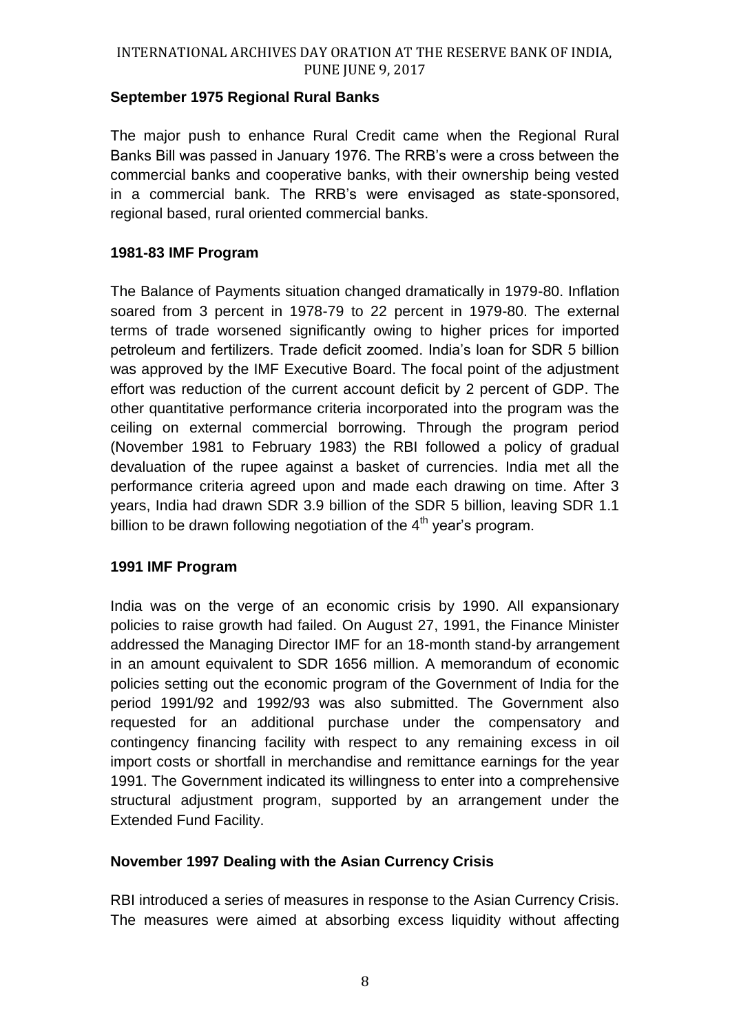### September 1975 Regional Rural Banks

The major push to enhance Rural Credit came when the Regional Rural Banks Bill was passed in January 1976. The RRB's were a cross between the commercial banks and cooperative banks, with their ownership being vested in a commercial bank. The RRB's were envisaged as state-sponsored, regional based, rural oriented commercial banks.

### 1981-83 IMF Program

The Balance of Payments situation changed dramatically in 1979-80. Inflation soared from 3 percent in 1978-79 to 22 percent in 1979-80. The external terms of trade worsened significantly owing to higher prices for imported petroleum and fertilizers. Trade deficit zoomed. India's loan for SDR 5 billion was approved by the IMF Executive Board. The focal point of the adjustment effort was reduction of the current account deficit by 2 percent of GDP. The other quantitative performance criteria incorporated into the program was the ceiling on external commercial borrowing. Through the program period (November 1981 to February 1983) the RBI followed a policy of gradual devaluation of the rupee against a basket of currencies. India met all the performance criteria agreed upon and made each drawing on time. After 3 years, India had drawn SDR 3.9 billion of the SDR 5 billion, leaving SDR 1.1 billion to be drawn following negotiation of the 4th year's program.

### 1991 IMF Program

India was on the verge of an economic crisis by 1990. All expansionary policies to raise growth had failed. On August 27, 1991, the Finance Minister addressed the Managing Director IMF for an 18-month stand-by arrangement in an amount equivalent to SDR 1656 million. A memorandum of economic policies setting out the economic program of the Government of India for the period 1991/92 and 1992/93 was also submitted. The Government also requested for an additional purchase under the compensatory and contingency financing facility with respect to any remaining excess in oil import costs or shortfall in merchandise and remittance earnings for the year 1991. The Government indicated its willingness to enter into a comprehensive structural adjustment program, supported by an arrangement under the Extended Fund Facility.

### November 1997 Dealing with the Asian Currency Crisis

RBI introduced a series of measures in response to the Asian Currency Crisis. The measures were aimed at absorbing excess liquidity without affecting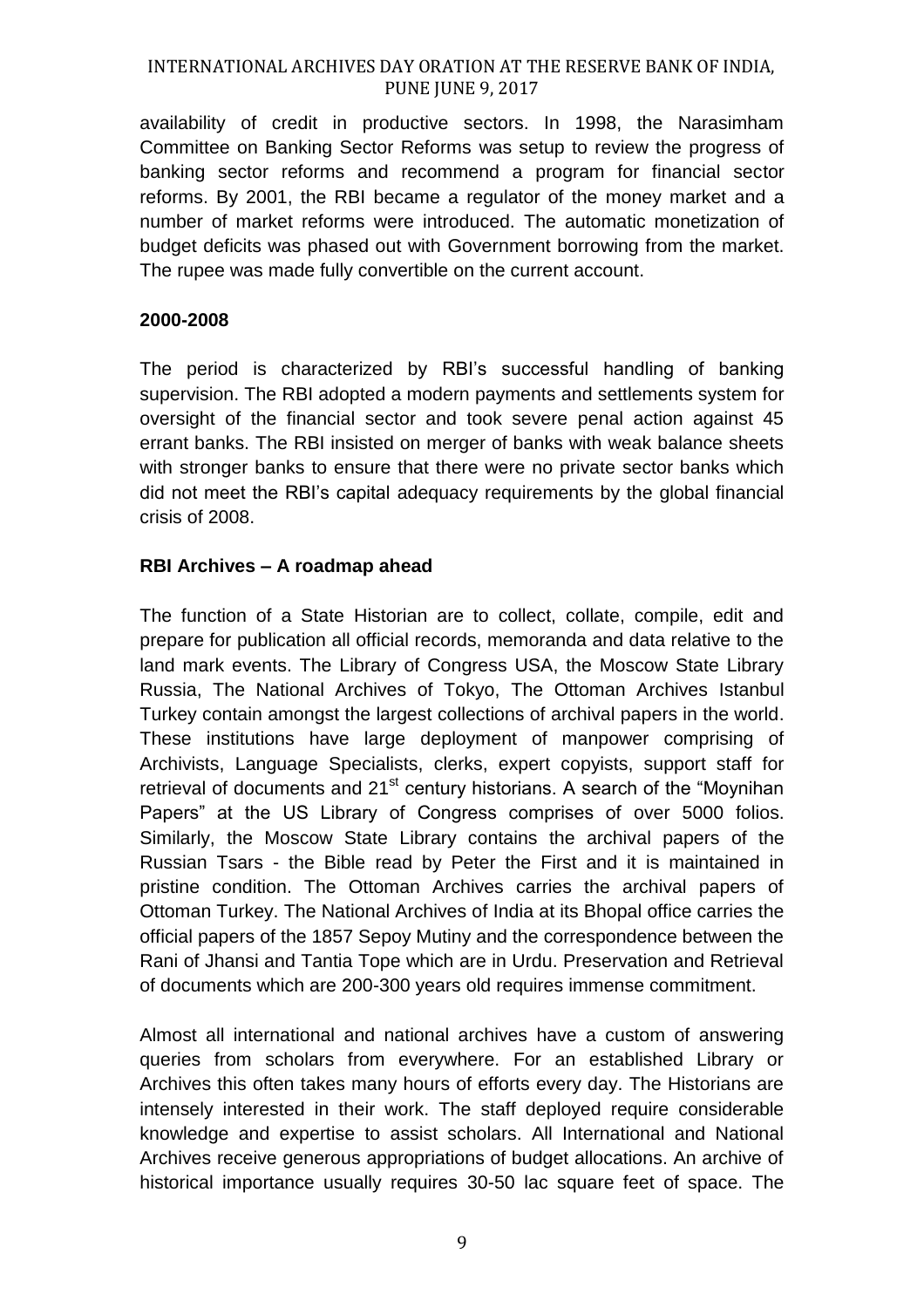availability of credit in productive sectors. In 1998, the Narasimham Committee on Banking Sector Reforms was setup to review the progress of banking sector reforms and recommend a program for financial sector reforms. By 2001, the RBI became a regulator of the money market and a number of market reforms were introduced. The automatic monetization of budget deficits was phased out with Government borrowing from the market. The rupee was made fully convertible on the current account.

**2000-2008**

The period is characterized by RBI's successful handling of banking supervision. The RBI adopted a modern payments and settlements system for oversight of the financial sector and took severe penal action against 45 errant banks. The RBI insisted on merger of banks with weak balance sheets with stronger banks to ensure that there were no private sector banks which did not meet the RBI's capital adequacy requirements by the global financial crisis of 2008.

**RBI Archives – A roadmap ahead**

The function of a State Historian are to collect, collate, compile, edit and prepare for publication all official records, memoranda and data relative to the land mark events. The Library of Congress USA, the Moscow State Library Russia, The National Archives of Tokyo, The Ottoman Archives Istanbul Turkey contain amongst the largest collections of archival papers in the world. These institutions have large deployment of manpower comprising of Archivists, Language Specialists, clerks, expert copyists, support staff for retrieval of documents and 21st century historians. A search of the "Moynihan Papers" at the US Library of Congress comprises of over 5000 folios. Similarly, the Moscow State Library contains the archival papers of the Russian Tsars - the Bible read by Peter the First and it is maintained in pristine condition. The Ottoman Archives carries the archival papers of Ottoman Turkey. The National Archives of India at its Bhopal office carries the official papers of the 1857 Sepoy Mutiny and the correspondence between the Rani of Jhansi and Tantia Tope which are in Urdu. Preservation and Retrieval of documents which are 200-300 years old requires immense commitment.

Almost all international and national archives have a custom of answering queries from scholars from everywhere. For an established Library or Archives this often takes many hours of efforts every day. The Historians are intensely interested in their work. The staff deployed require considerable knowledge and expertise to assist scholars. All International and National Archives receive generous appropriations of budget allocations. An archive of historical importance usually requires 30-50 lac square feet of space. The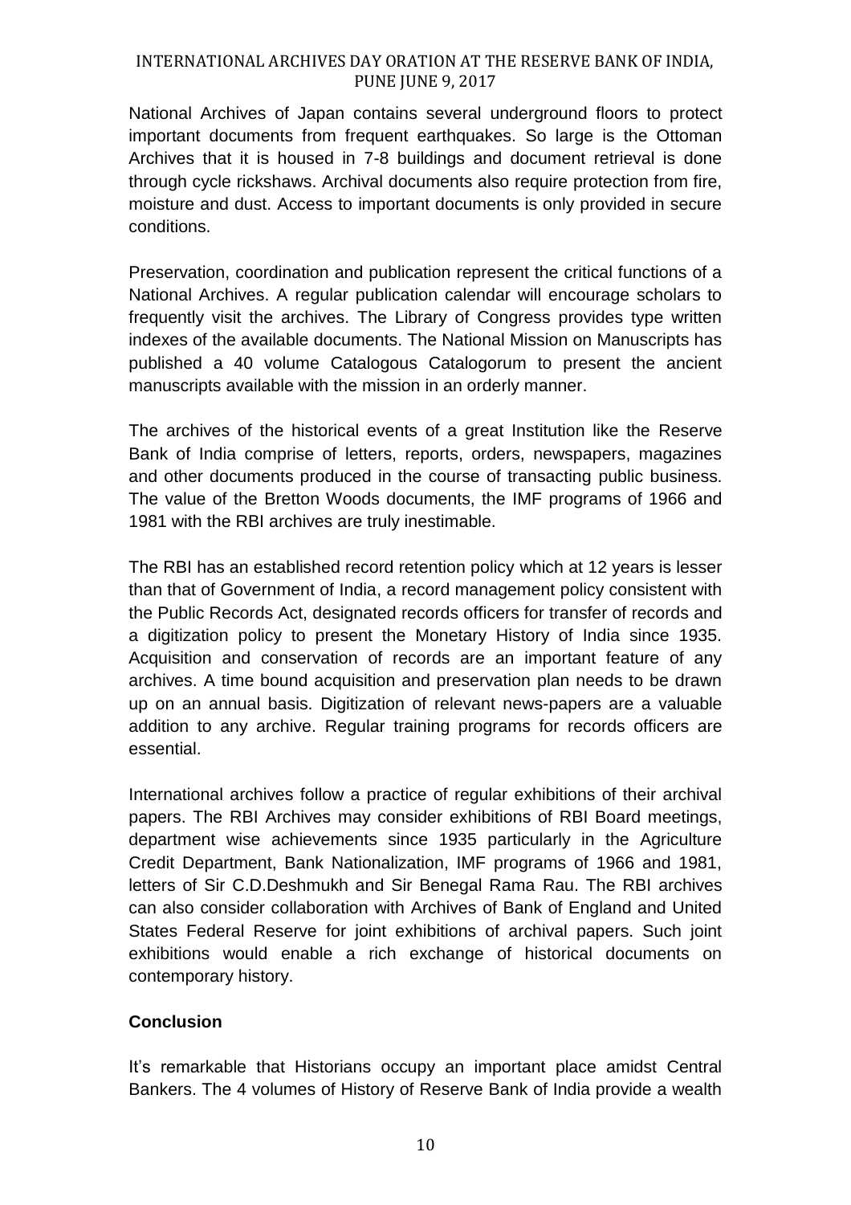National Archives of Japan contains several underground floors to protect important documents from frequent earthquakes. So large is the Ottoman Archives that it is housed in 7-8 buildings and document retrieval is done through cycle rickshaws. Archival documents also require protection from fire, moisture and dust. Access to important documents is only provided in secure conditions.

Preservation, coordination and publication represent the critical functions of a National Archives. A regular publication calendar will encourage scholars to frequently visit the archives. The Library of Congress provides type written indexes of the available documents. The National Mission on Manuscripts has published a 40 volume Catalogous Catalogorum to present the ancient manuscripts available with the mission in an orderly manner.

The archives of the historical events of a great Institution like the Reserve Bank of India comprise of letters, reports, orders, newspapers, magazines and other documents produced in the course of transacting public business. The value of the Bretton Woods documents, the IMF programs of 1966 and 1981 with the RBI archives are truly inestimable.

The RBI has an established record retention policy which at 12 years is lesser than that of Government of India, a record management policy consistent with the Public Records Act, designated records officers for transfer of records and a digitization policy to present the Monetary History of India since 1935. Acquisition and conservation of records are an important feature of any archives. A time bound acquisition and preservation plan needs to be drawn up on an annual basis. Digitization of relevant news-papers are a valuable addition to any archive. Regular training programs for records officers are essential.

International archives follow a practice of regular exhibitions of their archival papers. The RBI Archives may consider exhibitions of RBI Board meetings, department wise achievements since 1935 particularly in the Agriculture Credit Department, Bank Nationalization, IMF programs of 1966 and 1981, letters of Sir C.D.Deshmukh and Sir Benegal Rama Rau. The RBI archives can also consider collaboration with Archives of Bank of England and United States Federal Reserve for joint exhibitions of archival papers. Such joint exhibitions would enable a rich exchange of historical documents on contemporary history.

**Conclusion**

It's remarkable that Historians occupy an important place amidst Central Bankers. The 4 volumes of History of Reserve Bank of India provide a wealth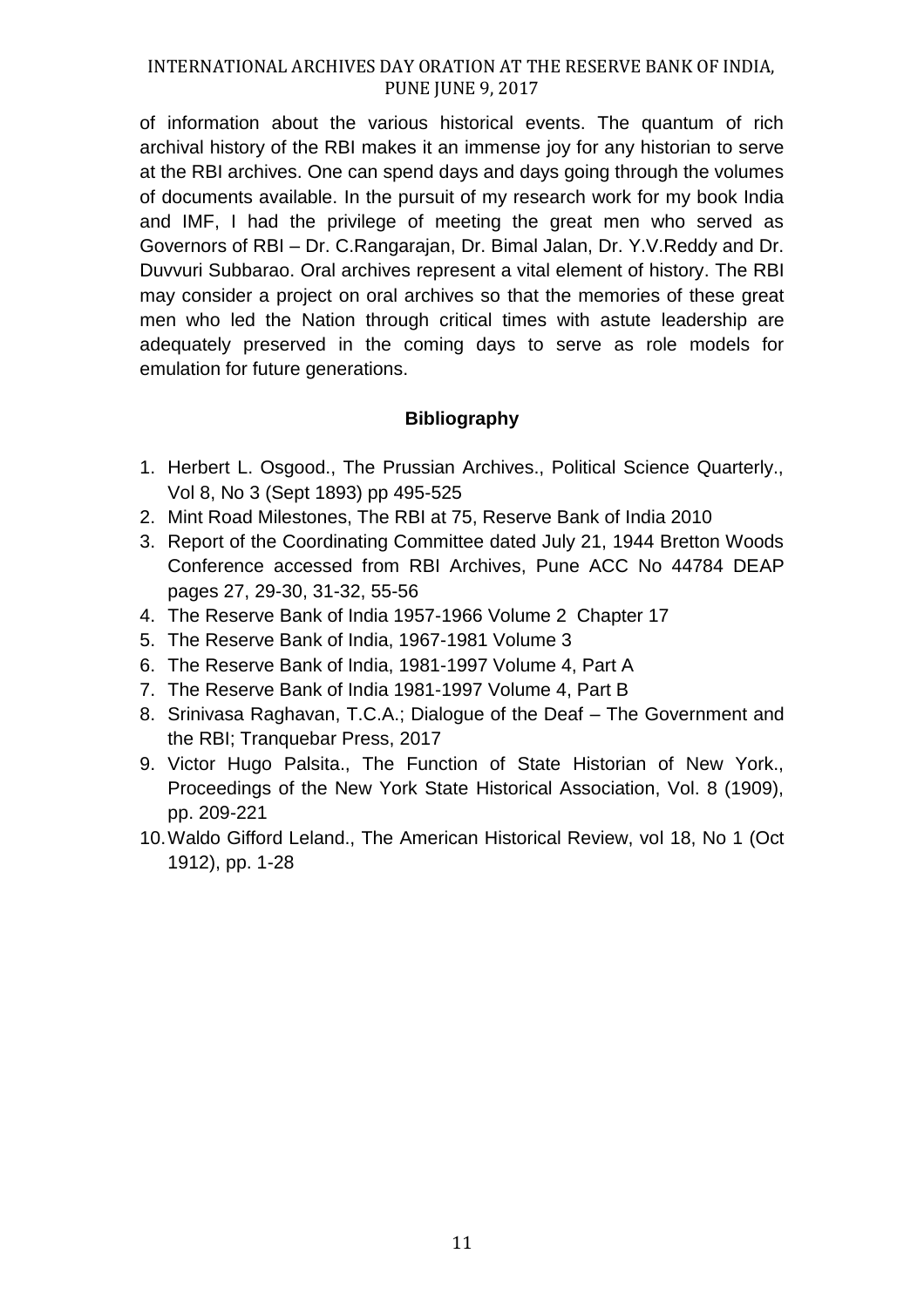of information about the various historical events. The quantum of rich archival history of the RBI makes it an immense joy for any historian to serve at the RBI archives. One can spend days and days going through the volumes of documents available. In the pursuit of my research work for my book India and IMF, I had the privilege of meeting the great men who served as Governors of RBI – Dr. C.Rangarajan, Dr. Bimal Jalan, Dr. Y.V.Reddy and Dr. Duvvuri Subbarao. Oral archives represent a vital element of history. The RBI may consider a project on oral archives so that the memories of these great men who led the Nation through critical times with astute leadership are adequately preserved in the coming days to serve as role models for emulation for future generations.

## Bibliography

1. Herbert L. Osgood., The Prussian Archives., Political Science Quarterly., Vol 8, No 3 (Sept 1893) pp 495-525
2. Mint Road Milestones, The RBI at 75, Reserve Bank of India 2010
3. Report of the Coordinating Committee dated July 21, 1944 Bretton Woods Conference accessed from RBI Archives, Pune ACC No 44784 DEAP pages 27, 29-30, 31-32, 55-56
4. The Reserve Bank of India 1957-1966 Volume 2 Chapter 17
5. The Reserve Bank of India, 1967-1981 Volume 3
6. The Reserve Bank of India, 1981-1997 Volume 4, Part A
7. The Reserve Bank of India 1981-1997 Volume 4, Part B
8. Srinivasa Raghavan, T.C.A.; Dialogue of the Deaf – The Government and the RBI; Tranquebar Press, 2017
9. Victor Hugo Palsita., The Function of State Historian of New York., Proceedings of the New York State Historical Association, Vol. 8 (1909), pp. 209-221
10. Waldo Gifford Leland., The American Historical Review, vol 18, No 1 (Oct 1912), pp. 1-28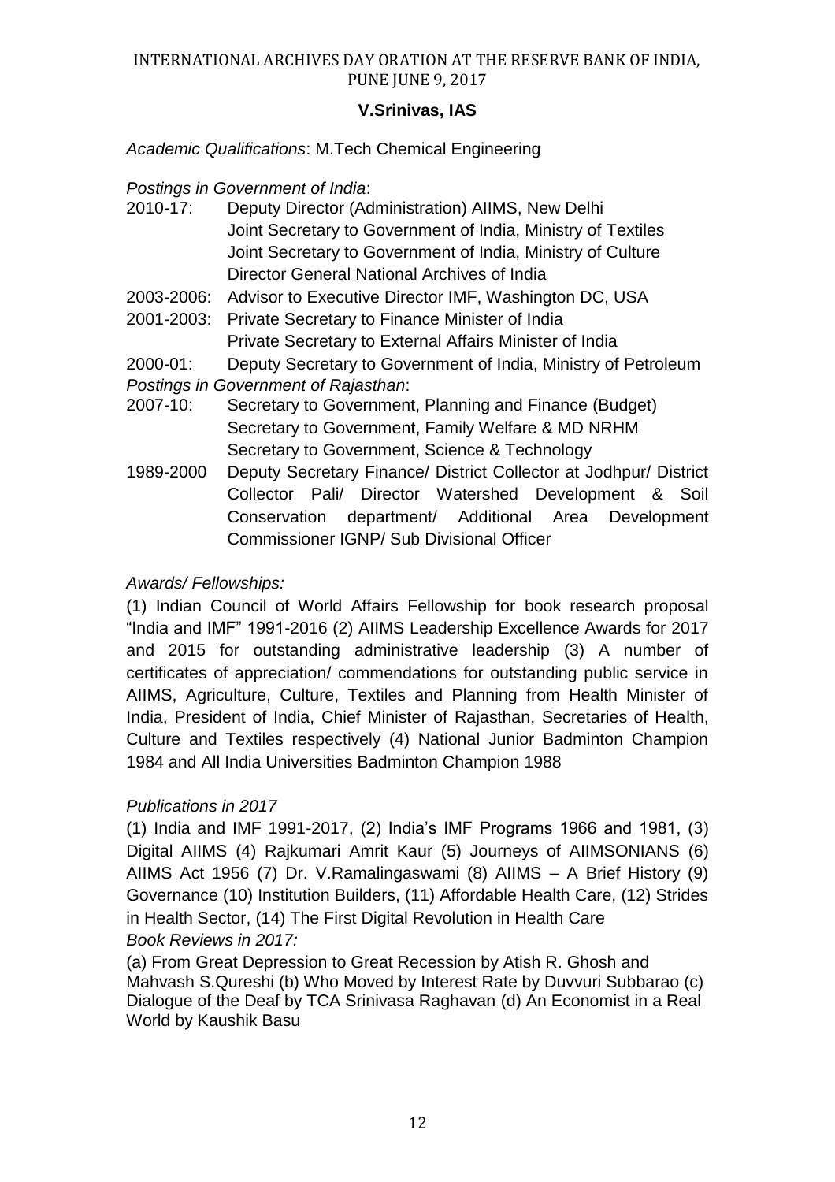INTERNATIONAL ARCHIVES DAY ORATION AT THE RESERVE BANK OF INDIA, PUNE JUNE 9, 2017

## V.Srinivas, IAS

*Academic Qualifications*: M.Tech Chemical Engineering

*Postings in Government of India*:

| | |
|---|---|
| 2010-17: | Deputy Director (Administration) AIIMS, New Delhi<br>Joint Secretary to Government of India, Ministry of Textiles<br>Joint Secretary to Government of India, Ministry of Culture<br>Director General National Archives of India |
| 2003-2006: | Advisor to Executive Director IMF, Washington DC, USA |
| 2001-2003: | Private Secretary to Finance Minister of India<br>Private Secretary to External Affairs Minister of India |
| 2000-01: | Deputy Secretary to Government of India, Ministry of Petroleum |

*Postings in Government of Rajasthan*:

| | |
|---|---|
| 2007-10: | Secretary to Government, Planning and Finance (Budget)<br>Secretary to Government, Family Welfare & MD NRHM<br>Secretary to Government, Science & Technology |
| 1989-2000 | Deputy Secretary Finance/ District Collector at Jodhpur/ District Collector Pali/ Director Watershed Development & Soil Conservation department/ Additional Area Development Commissioner IGNP/ Sub Divisional Officer |

*Awards/ Fellowships:*

(1) Indian Council of World Affairs Fellowship for book research proposal "India and IMF" 1991-2016 (2) AIIMS Leadership Excellence Awards for 2017 and 2015 for outstanding administrative leadership (3) A number of certificates of appreciation/ commendations for outstanding public service in AIIMS, Agriculture, Culture, Textiles and Planning from Health Minister of India, President of India, Chief Minister of Rajasthan, Secretaries of Health, Culture and Textiles respectively (4) National Junior Badminton Champion 1984 and All India Universities Badminton Champion 1988

*Publications in 2017*

(1) India and IMF 1991-2017, (2) India's IMF Programs 1966 and 1981, (3) Digital AIIMS (4) Rajkumari Amrit Kaur (5) Journeys of AIIMSONIANS (6) AIIMS Act 1956 (7) Dr. V.Ramalingaswami (8) AIIMS – A Brief History (9) Governance (10) Institution Builders, (11) Affordable Health Care, (12) Strides in Health Sector, (14) The First Digital Revolution in Health Care

*Book Reviews in 2017:*

(a) From Great Depression to Great Recession by Atish R. Ghosh and Mahvash S.Qureshi (b) Who Moved by Interest Rate by Duvvuri Subbarao (c) Dialogue of the Deaf by TCA Srinivasa Raghavan (d) An Economist in a Real World by Kaushik Basu